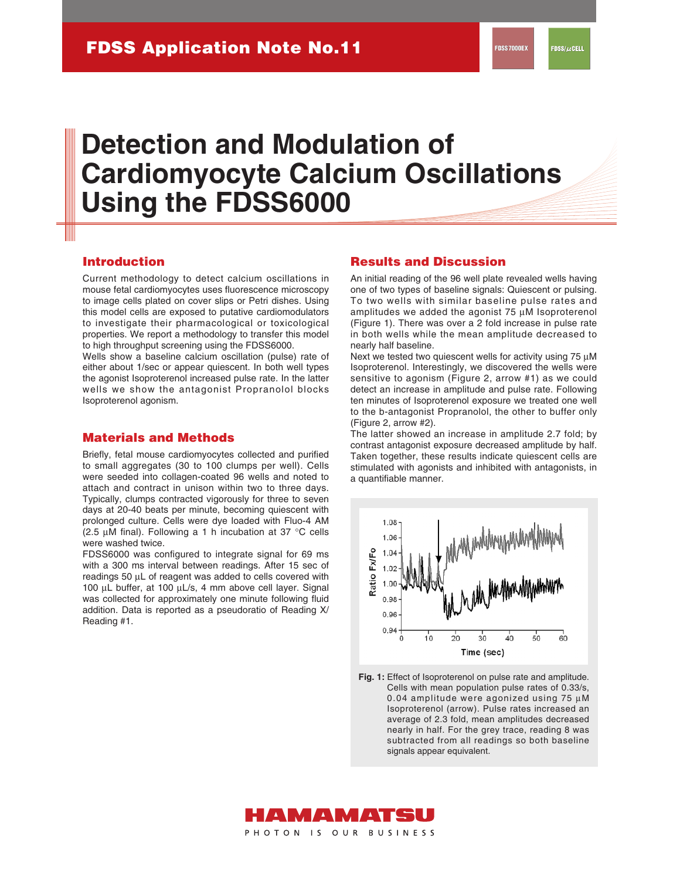# FDSS Application Note No.11

FDSS7000EX

FDSS/μCELL

# Detection and Modulation of Cardiomyocyte Calcium Oscillations Using the FDSS6000

## Introduction

Current methodology to detect calcium oscillations in mouse fetal cardiomyocytes uses fluorescence microscopy to image cells plated on cover slips or Petri dishes. Using this model cells are exposed to putative cardiomodulators to investigate their pharmacological or toxicological properties. We report a methodology to transfer this model to high throughput screening using the FDSS6000.

Wells show a baseline calcium oscillation (pulse) rate of either about 1/sec or appear quiescent. In both well types the agonist Isoproterenol increased pulse rate. In the latter wells we show the antagonist Propranolol blocks Isoproterenol agonism.

## Materials and Methods

Briefly, fetal mouse cardiomyocytes collected and purified to small aggregates (30 to 100 clumps per well). Cells were seeded into collagen-coated 96 wells and noted to attach and contract in unison within two to three days. Typically, clumps contracted vigorously for three to seven days at 20-40 beats per minute, becoming quiescent with prolonged culture. Cells were dye loaded with Fluo-4 AM (2.5 μM final). Following a 1 h incubation at 37 °C cells were washed twice.

FDSS6000 was configured to integrate signal for 69 ms with a 300 ms interval between readings. After 15 sec of readings 50 μL of reagent was added to cells covered with 100 μL buffer, at 100 μL/s, 4 mm above cell layer. Signal was collected for approximately one minute following fluid addition. Data is reported as a pseudoratio of Reading X/ Reading #1.

## Results and Discussion

An initial reading of the 96 well plate revealed wells having one of two types of baseline signals: Quiescent or pulsing. To two wells with similar baseline pulse rates and amplitudes we added the agonist 75 μM Isoproterenol (Figure 1). There was over a 2 fold increase in pulse rate in both wells while the mean amplitude decreased to nearly half baseline.

Next we tested two quiescent wells for activity using 75 μM Isoproterenol. Interestingly, we discovered the wells were sensitive to agonism (Figure 2, arrow #1) as we could detect an increase in amplitude and pulse rate. Following ten minutes of Isoproterenol exposure we treated one well to the b-antagonist Propranolol, the other to buffer only (Figure 2, arrow #2).

The latter showed an increase in amplitude 2.7 fold; by contrast antagonist exposure decreased amplitude by half. Taken together, these results indicate quiescent cells are stimulated with agonists and inhibited with antagonists, in a quantifiable manner.

**Fig. 1:** Effect of Isoproterenol on pulse rate and amplitude. Cells with mean population pulse rates of 0.33/s, 0.04 amplitude were agonized using 75 μM Isoproterenol (arrow). Pulse rates increased an average of 2.3 fold, mean amplitudes decreased nearly in half. For the grey trace, reading 8 was subtracted from all readings so both baseline signals appear equivalent.

HAMAMATSU

PHOTON IS OUR BUSINESS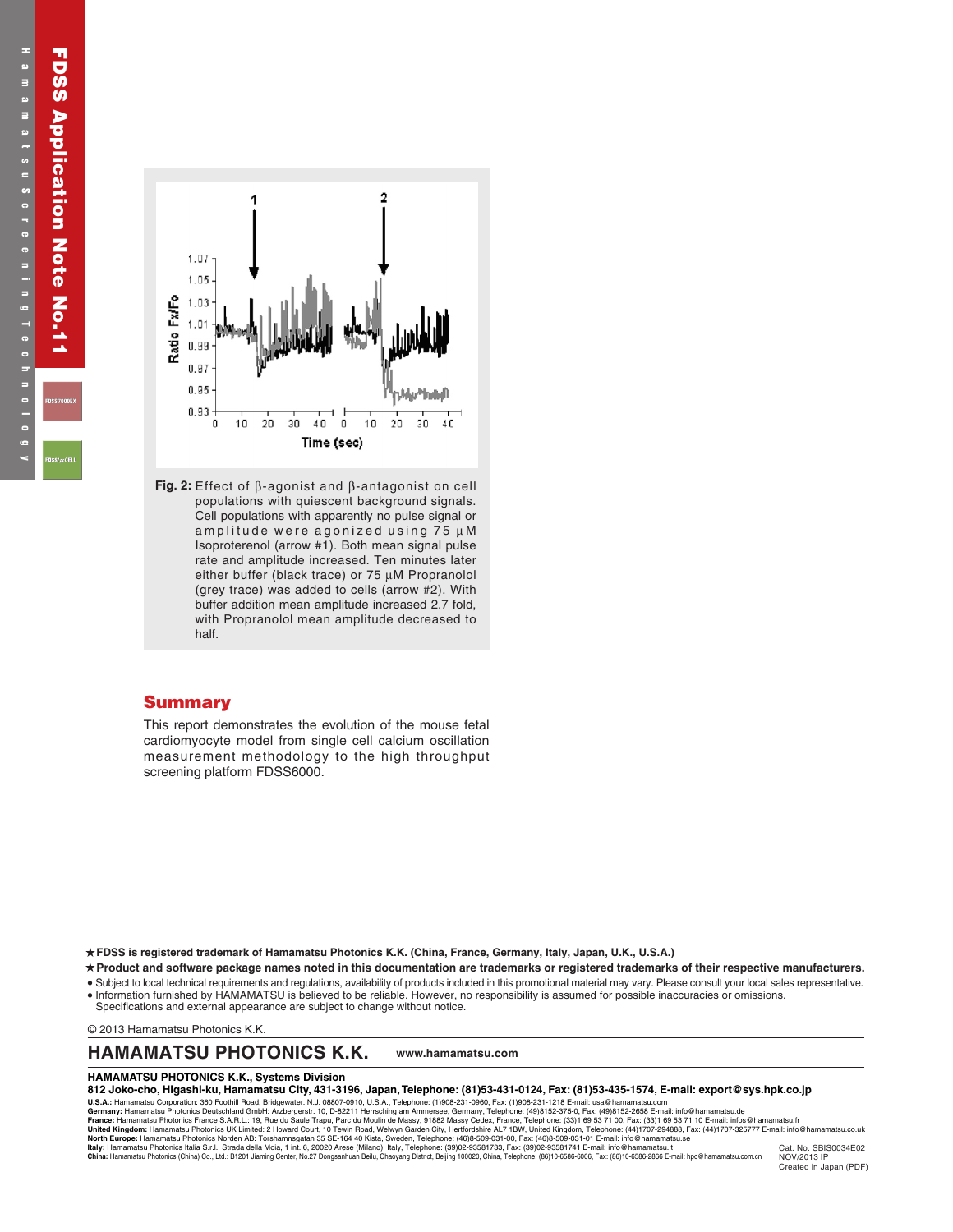1
2

1.07
1.05
1.03
1.01
0.99
0.97
0.95
0.93

Ratio Fx/Fo

0 10 20 30 40 0 10 20 30 40

Time (sec)

**Fig. 2:** Effect of β-agonist and β-antagonist on cell populations with quiescent background signals. Cell populations with apparently no pulse signal or amplitude were agonized using 75 µM Isoproterenol (arrow #1). Both mean signal pulse rate and amplitude increased. Ten minutes later either buffer (black trace) or 75 µM Propranolol (grey trace) was added to cells (arrow #2). With buffer addition mean amplitude increased 2.7 fold, with Propranolol mean amplitude decreased to half.

## Summary

This report demonstrates the evolution of the mouse fetal cardiomyocyte model from single cell calcium oscillation measurement methodology to the high throughput screening platform FDSS6000.

★**FDSS is registered trademark of Hamamatsu Photonics K.K. (China, France, Germany, Italy, Japan, U.K., U.S.A.)**
★**Product and software package names noted in this documentation are trademarks or registered trademarks of their respective manufacturers.**

- Subject to local technical requirements and regulations, availability of products included in this promotional material may vary. Please consult your local sales representative.
- Information furnished by HAMAMATSU is believed to be reliable. However, no responsibility is assumed for possible inaccuracies or omissions. Specifications and external appearance are subject to change without notice.

© 2013 Hamamatsu Photonics K.K.

**HAMAMATSU PHOTONICS K.K.** www.hamamatsu.com

**HAMAMATSU PHOTONICS K.K., Systems Division**
**812 Joko-cho, Higashi-ku, Hamamatsu City, 431-3196, Japan, Telephone: (81)53-431-0124, Fax: (81)53-435-1574, E-mail: export@sys.hpk.co.jp**

**U.S.A.:** Hamamatsu Corporation: 360 Foothill Road, Bridgewater. N.J. 08807-0910, U.S.A., Telephone: (1)908-231-0960, Fax: (1)908-231-1218 E-mail: usa@hamamatsu.com
**Germany:** Hamamatsu Photonics Deutschland GmbH: Arzbergerstr. 10, D-82211 Herrsching am Ammersee, Germany, Telephone: (49)8152-375-0, Fax: (49)8152-2658 E-mail: info@hamamatsu.de
**France:** Hamamatsu Photonics France S.A.R.L.: 19, Rue du Saule Trapu, Parc du Moulin de Massy, 91882 Massy Cedex, France, Telephone: (33)1 69 53 71 00, Fax: (33)1 69 53 71 10 E-mail: infos@hamamatsu.fr
**United Kingdom:** Hamamatsu Photonics UK Limited: 2 Howard Court, 10 Tewin Road, Welwyn Garden City, Hertfordshire AL7 1BW, United Kingdom, Telephone: (44)1707-294888, Fax: (44)1707-325777 E-mail: info@hamamatsu.co.uk
**North Europe:** Hamamatsu Photonics Norden AB: Torshamnsgatan 35 SE-164 40 Kista, Sweden, Telephone: (46)8-509-031-00, Fax: (46)8-509-031-01 E-mail: info@hamamatsu.se
**Italy:** Hamamatsu Photonics Italia S.r.l.: Strada della Moia, 1 int. 6, 20020 Arese (Milano), Italy, Telephone: (39)02-93581733, Fax: (39)02-93581741 E-mail: info@hamamatsu.it
**China:** Hamamatsu Photonics (China) Co., Ltd.: B1201 Jiaming Center, No.27 Dongsanhuan Beilu, Chaoyang District, Beijing 100020, China, Telephone: (86)10-6586-6006, Fax: (86)10-6586-2866 E-mail: hpc@hamamatsu.com.cn

Cat. No. SBIS0034E02
NOV/2013 IP
Created in Japan (PDF)